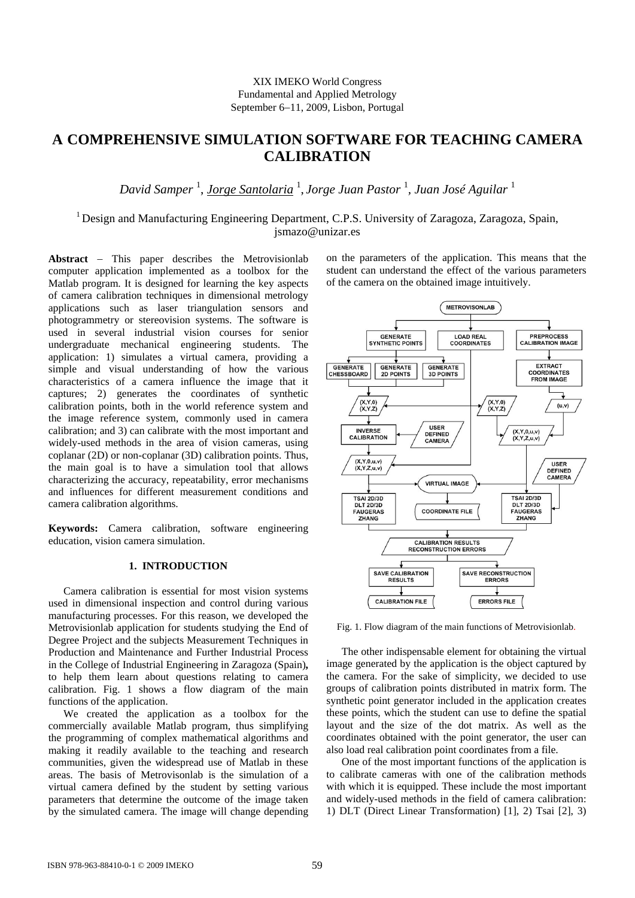XIX IMEKO World Congress
Fundamental and Applied Metrology
September 6–11, 2009, Lisbon, Portugal

# A COMPREHENSIVE SIMULATION SOFTWARE FOR TEACHING CAMERA CALIBRATION

*David Samper* [1], *Jorge Santolaria* [1], *Jorge Juan Pastor* [1], *Juan José Aguilar* [1]

[1] Design and Manufacturing Engineering Department, C.P.S. University of Zaragoza, Zaragoza, Spain, jsmazo@unizar.es

**Abstract** − This paper describes the Metrovisionlab computer application implemented as a toolbox for the Matlab program. It is designed for learning the key aspects of camera calibration techniques in dimensional metrology applications such as laser triangulation sensors and photogrammetry or stereovision systems. The software is used in several industrial vision courses for senior undergraduate mechanical engineering students. The application: 1) simulates a virtual camera, providing a simple and visual understanding of how the various characteristics of a camera influence the image that it captures; 2) generates the coordinates of synthetic calibration points, both in the world reference system and the image reference system, commonly used in camera calibration; and 3) can calibrate with the most important and widely-used methods in the area of vision cameras, using coplanar (2D) or non-coplanar (3D) calibration points. Thus, the main goal is to have a simulation tool that allows characterizing the accuracy, repeatability, error mechanisms and influences for different measurement conditions and camera calibration algorithms.

**Keywords:** Camera calibration, software engineering education, vision camera simulation.

## 1. INTRODUCTION

Camera calibration is essential for most vision systems used in dimensional inspection and control during various manufacturing processes. For this reason, we developed the Metrovisionlab application for students studying the End of Degree Project and the subjects Measurement Techniques in Production and Maintenance and Further Industrial Process in the College of Industrial Engineering in Zaragoza (Spain), to help them learn about questions relating to camera calibration. Fig. 1 shows a flow diagram of the main functions of the application.

We created the application as a toolbox for the commercially available Matlab program, thus simplifying the programming of complex mathematical algorithms and making it readily available to the teaching and research communities, given the widespread use of Matlab in these areas. The basis of Metrovisonlab is the simulation of a virtual camera defined by the student by setting various parameters that determine the outcome of the image taken by the simulated camera. The image will change depending on the parameters of the application. This means that the student can understand the effect of the various parameters of the camera on the obtained image intuitively.

Fig. 1. Flow diagram of the main functions of Metrovisionlab.

The other indispensable element for obtaining the virtual image generated by the application is the object captured by the camera. For the sake of simplicity, we decided to use groups of calibration points distributed in matrix form. The synthetic point generator included in the application creates these points, which the student can use to define the spatial layout and the size of the dot matrix. As well as the coordinates obtained with the point generator, the user can also load real calibration point coordinates from a file.

One of the most important functions of the application is to calibrate cameras with one of the calibration methods with which it is equipped. These include the most important and widely-used methods in the field of camera calibration: 1) DLT (Direct Linear Transformation) [1], 2) Tsai [2], 3)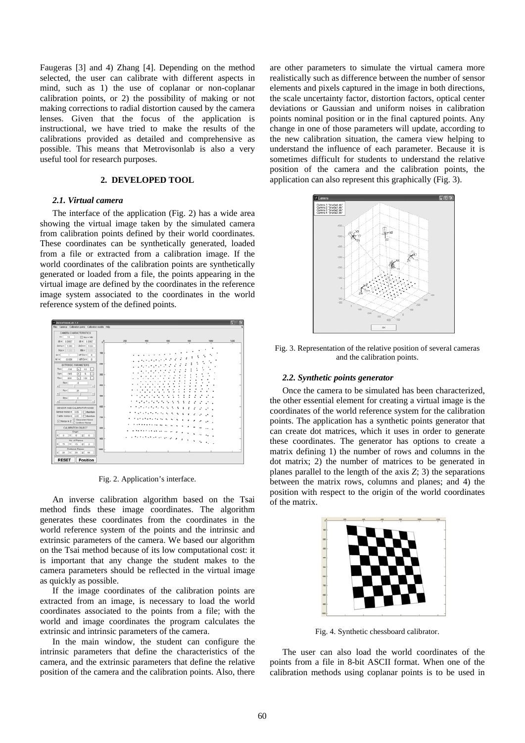Faugeras [3] and 4) Zhang [4]. Depending on the method selected, the user can calibrate with different aspects in mind, such as 1) the use of coplanar or non-coplanar calibration points, or 2) the possibility of making or not making corrections to radial distortion caused by the camera lenses. Given that the focus of the application is instructional, we have tried to make the results of the calibrations provided as detailed and comprehensive as possible. This means that Metrovisonlab is also a very useful tool for research purposes.

## 2. DEVELOPED TOOL

### *2.1. Virtual camera*

The interface of the application (Fig. 2) has a wide area showing the virtual image taken by the simulated camera from calibration points defined by their world coordinates. These coordinates can be synthetically generated, loaded from a file or extracted from a calibration image. If the world coordinates of the calibration points are synthetically generated or loaded from a file, the points appearing in the virtual image are defined by the coordinates in the reference image system associated to the coordinates in the world reference system of the defined points.

Fig. 2. Application's interface.

An inverse calibration algorithm based on the Tsai method finds these image coordinates. The algorithm generates these coordinates from the coordinates in the world reference system of the points and the intrinsic and extrinsic parameters of the camera. We based our algorithm on the Tsai method because of its low computational cost: it is important that any change the student makes to the camera parameters should be reflected in the virtual image as quickly as possible.

If the image coordinates of the calibration points are extracted from an image, is necessary to load the world coordinates associated to the points from a file; with the world and image coordinates the program calculates the extrinsic and intrinsic parameters of the camera.

In the main window, the student can configure the intrinsic parameters that define the characteristics of the camera, and the extrinsic parameters that define the relative position of the camera and the calibration points. Also, there are other parameters to simulate the virtual camera more realistically such as difference between the number of sensor elements and pixels captured in the image in both directions, the scale uncertainty factor, distortion factors, optical center deviations or Gaussian and uniform noises in calibration points nominal position or in the final captured points. Any change in one of those parameters will update, according to the new calibration situation, the camera view helping to understand the influence of each parameter. Because it is sometimes difficult for students to understand the relative position of the camera and the calibration points, the application can also represent this graphically (Fig. 3).

Fig. 3. Representation of the relative position of several cameras and the calibration points.

### *2.2. Synthetic points generator*

Once the camera to be simulated has been characterized, the other essential element for creating a virtual image is the coordinates of the world reference system for the calibration points. The application has a synthetic points generator that can create dot matrices, which it uses in order to generate these coordinates. The generator has options to create a matrix defining 1) the number of rows and columns in the dot matrix; 2) the number of matrices to be generated in planes parallel to the length of the axis $Z$; 3) the separations between the matrix rows, columns and planes; and 4) the position with respect to the origin of the world coordinates of the matrix.

Fig. 4. Synthetic chessboard calibrator.

The user can also load the world coordinates of the points from a file in 8-bit ASCII format. When one of the calibration methods using coplanar points is to be used in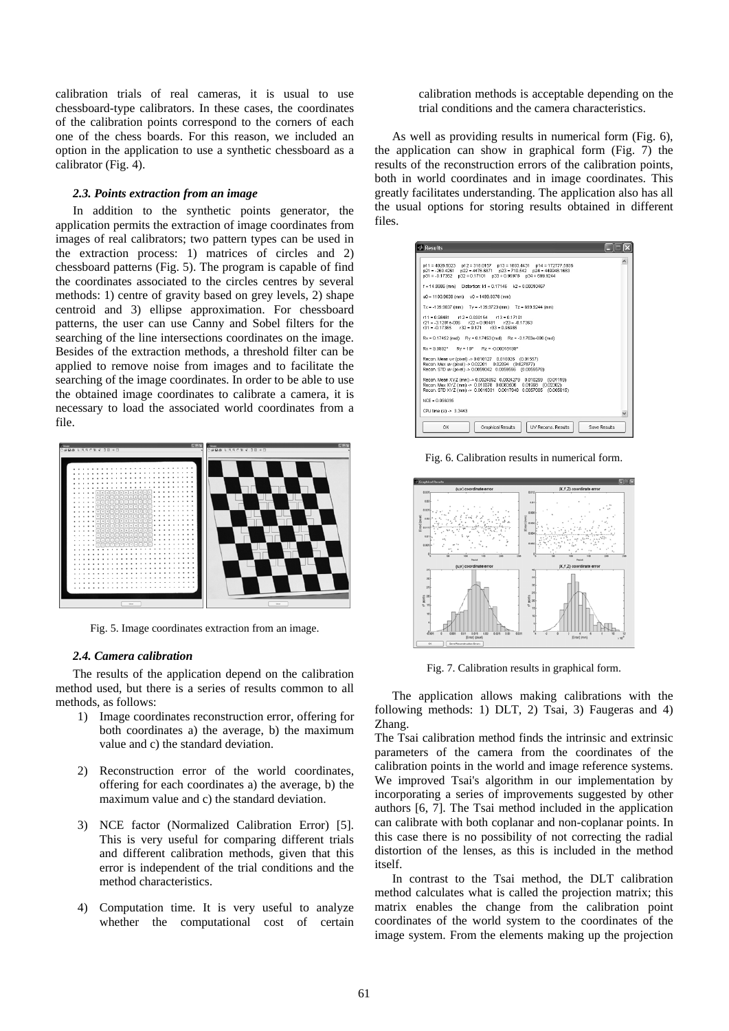calibration trials of real cameras, it is usual to use chessboard-type calibrators. In these cases, the coordinates of the calibration points correspond to the corners of each one of the chess boards. For this reason, we included an option in the application to use a synthetic chessboard as a calibrator (Fig. 4).

### *2.3. Points extraction from an image*

In addition to the synthetic points generator, the application permits the extraction of image coordinates from images of real calibrators; two pattern types can be used in the extraction process: 1) matrices of circles and 2) chessboard patterns (Fig. 5). The program is capable of find the coordinates associated to the circles centres by several methods: 1) centre of gravity based on grey levels, 2) shape centroid and 3) ellipse approximation. For chessboard patterns, the user can use Canny and Sobel filters for the searching of the line intersections coordinates on the image. Besides of the extraction methods, a threshold filter can be applied to remove noise from images and to facilitate the searching of the image coordinates. In order to be able to use the obtained image coordinates to calibrate a camera, it is necessary to load the associated world coordinates from a file.

Fig. 5. Image coordinates extraction from an image.

### *2.4. Camera calibration*

The results of the application depend on the calibration method used, but there is a series of results common to all methods, as follows:

1) Image coordinates reconstruction error, offering for both coordinates a) the average, b) the maximum value and c) the standard deviation.

2) Reconstruction error of the world coordinates, offering for each coordinates a) the average, b) the maximum value and c) the standard deviation.

3) NCE factor (Normalized Calibration Error) [5]. This is very useful for comparing different trials and different calibration methods, given that this error is independent of the trial conditions and the method characteristics.

4) Computation time. It is very useful to analyze whether the computational cost of certain calibration methods is acceptable depending on the trial conditions and the camera characteristics.

As well as providing results in numerical form (Fig. 6), the application can show in graphical form (Fig. 7) the results of the reconstruction errors of the calibration points, both in world coordinates and in image coordinates. This greatly facilitates understanding. The application also has all the usual options for storing results obtained in different files.

Fig. 6. Calibration results in numerical form.

Fig. 7. Calibration results in graphical form.

The application allows making calibrations with the following methods: 1) DLT, 2) Tsai, 3) Faugeras and 4) Zhang.

The Tsai calibration method finds the intrinsic and extrinsic parameters of the camera from the coordinates of the calibration points in the world and image reference systems. We improved Tsai's algorithm in our implementation by incorporating a series of improvements suggested by other authors [6, 7]. The Tsai method included in the application can calibrate with both coplanar and non-coplanar points. In this case there is no possibility of not correcting the radial distortion of the lenses, as this is included in the method itself.

In contrast to the Tsai method, the DLT calibration method calculates what is called the projection matrix; this matrix enables the change from the calibration point coordinates of the world system to the coordinates of the image system. From the elements making up the projection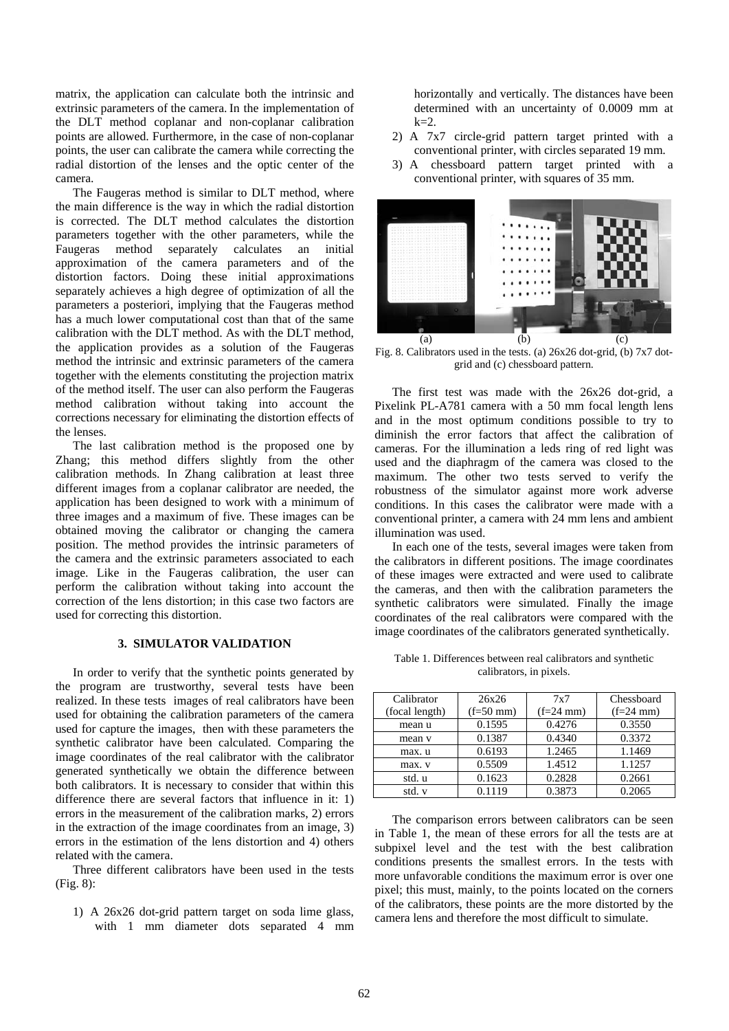matrix, the application can calculate both the intrinsic and extrinsic parameters of the camera. In the implementation of the DLT method coplanar and non-coplanar calibration points are allowed. Furthermore, in the case of non-coplanar points, the user can calibrate the camera while correcting the radial distortion of the lenses and the optic center of the camera.

The Faugeras method is similar to DLT method, where the main difference is the way in which the radial distortion is corrected. The DLT method calculates the distortion parameters together with the other parameters, while the Faugeras method separately calculates an initial approximation of the camera parameters and of the distortion factors. Doing these initial approximations separately achieves a high degree of optimization of all the parameters a posteriori, implying that the Faugeras method has a much lower computational cost than that of the same calibration with the DLT method. As with the DLT method, the application provides as a solution of the Faugeras method the intrinsic and extrinsic parameters of the camera together with the elements constituting the projection matrix of the method itself. The user can also perform the Faugeras method calibration without taking into account the corrections necessary for eliminating the distortion effects of the lenses.

The last calibration method is the proposed one by Zhang; this method differs slightly from the other calibration methods. In Zhang calibration at least three different images from a coplanar calibrator are needed, the application has been designed to work with a minimum of three images and a maximum of five. These images can be obtained moving the calibrator or changing the camera position. The method provides the intrinsic parameters of the camera and the extrinsic parameters associated to each image. Like in the Faugeras calibration, the user can perform the calibration without taking into account the correction of the lens distortion; in this case two factors are used for correcting this distortion.

## 3. SIMULATOR VALIDATION

In order to verify that the synthetic points generated by the program are trustworthy, several tests have been realized. In these tests images of real calibrators have been used for obtaining the calibration parameters of the camera used for capture the images, then with these parameters the synthetic calibrator have been calculated. Comparing the image coordinates of the real calibrator with the calibrator generated synthetically we obtain the difference between both calibrators. It is necessary to consider that within this difference there are several factors that influence in it: 1) errors in the measurement of the calibration marks, 2) errors in the extraction of the image coordinates from an image, 3) errors in the estimation of the lens distortion and 4) others related with the camera.

Three different calibrators have been used in the tests (Fig. 8):

1) A 26x26 dot-grid pattern target on soda lime glass, with 1 mm diameter dots separated 4 mm horizontally and vertically. The distances have been determined with an uncertainty of 0.0009 mm at k=2.
2) A 7x7 circle-grid pattern target printed with a conventional printer, with circles separated 19 mm.
3) A chessboard pattern target printed with a conventional printer, with squares of 35 mm.

(a) (b) (c)

Fig. 8. Calibrators used in the tests. (a) 26x26 dot-grid, (b) 7x7 dot-grid and (c) chessboard pattern.

The first test was made with the 26x26 dot-grid, a Pixelink PL-A781 camera with a 50 mm focal length lens and in the most optimum conditions possible to try to diminish the error factors that affect the calibration of cameras. For the illumination a leds ring of red light was used and the diaphragm of the camera was closed to the maximum. The other two tests served to verify the robustness of the simulator against more work adverse conditions. In this cases the calibrator were made with a conventional printer, a camera with 24 mm lens and ambient illumination was used.

In each one of the tests, several images were taken from the calibrators in different positions. The image coordinates of these images were extracted and were used to calibrate the cameras, and then with the calibration parameters the synthetic calibrators were simulated. Finally the image coordinates of the real calibrators were compared with the image coordinates of the calibrators generated synthetically.

Table 1. Differences between real calibrators and synthetic calibrators, in pixels.

| Calibrator (focal length) | 26x26 (f=50 mm) | 7x7 (f=24 mm) | Chessboard (f=24 mm) |
|---|---|---|---|
| mean u | 0.1595 | 0.4276 | 0.3550 |
| mean v | 0.1387 | 0.4340 | 0.3372 |
| max. u | 0.6193 | 1.2465 | 1.1469 |
| max. v | 0.5509 | 1.4512 | 1.1257 |
| std. u | 0.1623 | 0.2828 | 0.2661 |
| std. v | 0.1119 | 0.3873 | 0.2065 |

The comparison errors between calibrators can be seen in Table 1, the mean of these errors for all the tests are at subpixel level and the test with the best calibration conditions presents the smallest errors. In the tests with more unfavorable conditions the maximum error is over one pixel; this must, mainly, to the points located on the corners of the calibrators, these points are the more distorted by the camera lens and therefore the most difficult to simulate.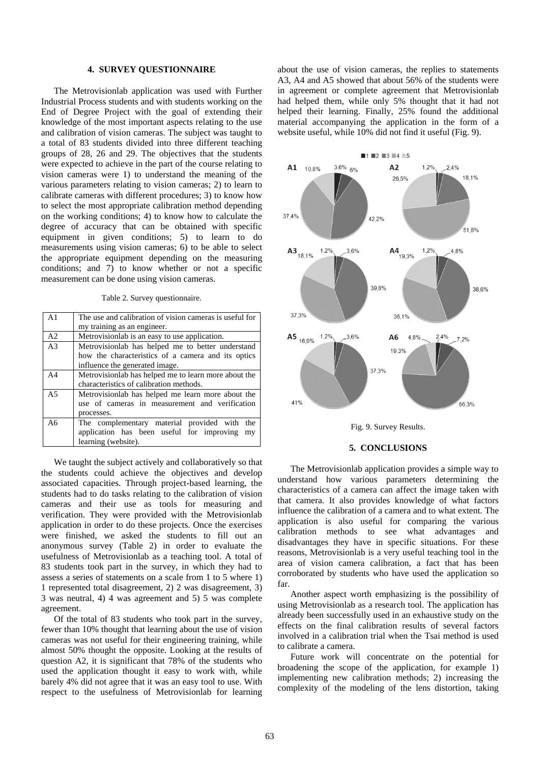## 4. SURVEY QUESTIONNAIRE

The Metrovisionlab application was used with Further Industrial Process students and with students working on the End of Degree Project with the goal of extending their knowledge of the most important aspects relating to the use and calibration of vision cameras. The subject was taught to a total of 83 students divided into three different teaching groups of 28, 26 and 29. The objectives that the students were expected to achieve in the part of the course relating to vision cameras were 1) to understand the meaning of the various parameters relating to vision cameras; 2) to learn to calibrate cameras with different procedures; 3) to know how to select the most appropriate calibration method depending on the working conditions; 4) to know how to calculate the degree of accuracy that can be obtained with specific equipment in given conditions; 5) to learn to do measurements using vision cameras; 6) to be able to select the appropriate equipment depending on the measuring conditions; and 7) to know whether or not a specific measurement can be done using vision cameras.

Table 2. Survey questionnaire.

| | |
|---|---|
| A1 | The use and calibration of vision cameras is useful for my training as an engineer. |
| A2 | Metrovisionlab is an easy to use application. |
| A3 | Metrovisionlab has helped me to better understand how the characteristics of a camera and its optics influence the generated image. |
| A4 | Metrovisionlab has helped me to learn more about the characteristics of calibration methods. |
| A5 | Metrovisionlab has helped me learn more about the use of cameras in measurement and verification processes. |
| A6 | The complementary material provided with the application has been useful for improving my learning (website). |

We taught the subject actively and collaboratively so that the students could achieve the objectives and develop associated capacities. Through project-based learning, the students had to do tasks relating to the calibration of vision cameras and their use as tools for measuring and verification. They were provided with the Metrovisionlab application in order to do these projects. Once the exercises were finished, we asked the students to fill out an anonymous survey (Table 2) in order to evaluate the usefulness of Metrovisionlab as a teaching tool. A total of 83 students took part in the survey, in which they had to assess a series of statements on a scale from 1 to 5 where 1) 1 represented total disagreement, 2) 2 was disagreement, 3) 3 was neutral, 4) 4 was agreement and 5) 5 was complete agreement.

Of the total of 83 students who took part in the survey, fewer than 10% thought that learning about the use of vision cameras was not useful for their engineering training, while almost 50% thought the opposite. Looking at the results of question A2, it is significant that 78% of the students who used the application thought it easy to work with, while barely 4% did not agree that it was an easy tool to use. With respect to the usefulness of Metrovisionlab for learning about the use of vision cameras, the replies to statements A3, A4 and A5 showed that about 56% of the students were in agreement or complete agreement that Metrovisionlab had helped them, while only 5% thought that it had not helped their learning. Finally, 25% found the additional material accompanying the application in the form of a website useful, while 10% did not find it useful (Fig. 9).

Fig. 9. Survey Results.

## 5. CONCLUSIONS

The Metrovisionlab application provides a simple way to understand how various parameters determining the characteristics of a camera can affect the image taken with that camera. It also provides knowledge of what factors influence the calibration of a camera and to what extent. The application is also useful for comparing the various calibration methods to see what advantages and disadvantages they have in specific situations. For these reasons, Metrovisionlab is a very useful teaching tool in the area of vision camera calibration, a fact that has been corroborated by students who have used the application so far.

Another aspect worth emphasizing is the possibility of using Metrovisionlab as a research tool. The application has already been successfully used in an exhaustive study on the effects on the final calibration results of several factors involved in a calibration trial when the Tsai method is used to calibrate a camera.

Future work will concentrate on the potential for broadening the scope of the application, for example 1) implementing new calibration methods; 2) increasing the complexity of the modeling of the lens distortion, taking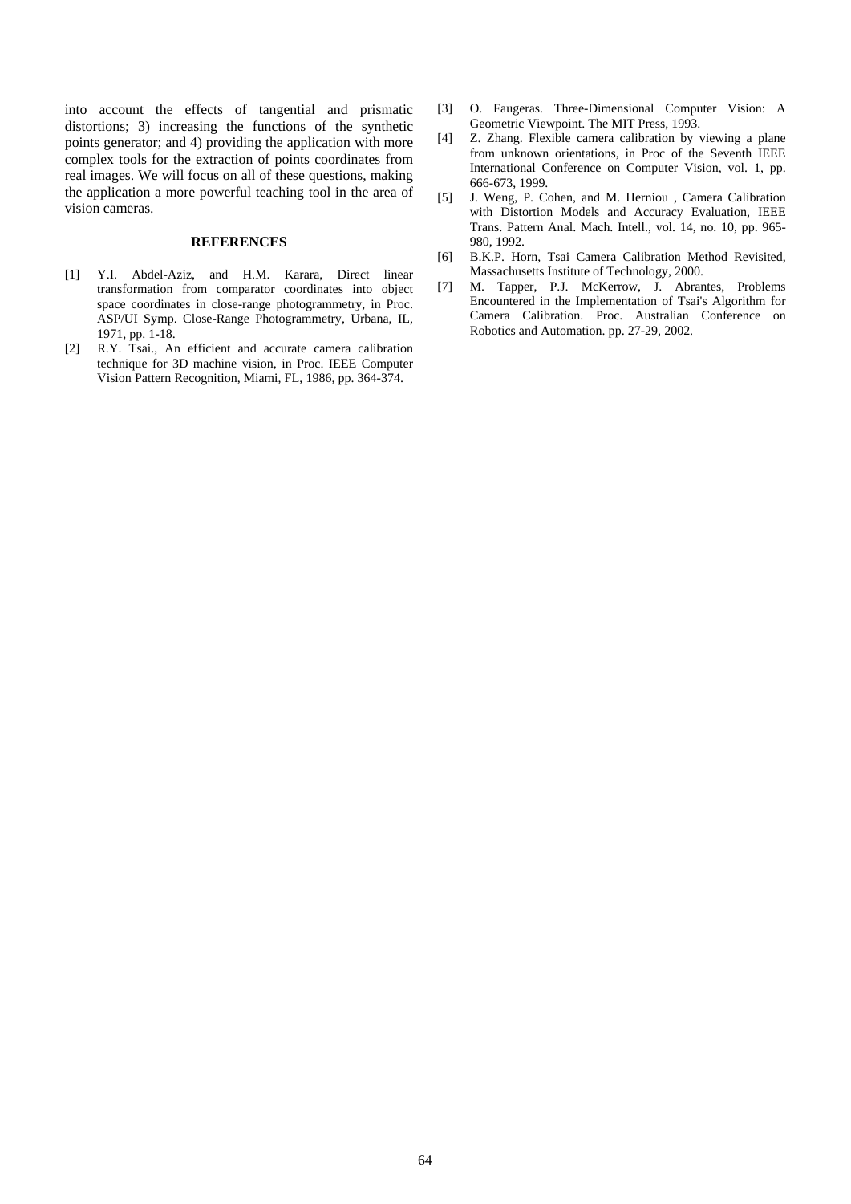into account the effects of tangential and prismatic distortions; 3) increasing the functions of the synthetic points generator; and 4) providing the application with more complex tools for the extraction of points coordinates from real images. We will focus on all of these questions, making the application a more powerful teaching tool in the area of vision cameras.

## REFERENCES

[1] Y.I. Abdel-Aziz, and H.M. Karara, Direct linear transformation from comparator coordinates into object space coordinates in close-range photogrammetry, in Proc. ASP/UI Symp. Close-Range Photogrammetry, Urbana, IL, 1971, pp. 1-18.

[2] R.Y. Tsai., An efficient and accurate camera calibration technique for 3D machine vision, in Proc. IEEE Computer Vision Pattern Recognition, Miami, FL, 1986, pp. 364-374.

[3] O. Faugeras. Three-Dimensional Computer Vision: A Geometric Viewpoint. The MIT Press, 1993.

[4] Z. Zhang. Flexible camera calibration by viewing a plane from unknown orientations, in Proc of the Seventh IEEE International Conference on Computer Vision, vol. 1, pp. 666-673, 1999.

[5] J. Weng, P. Cohen, and M. Herniou , Camera Calibration with Distortion Models and Accuracy Evaluation, IEEE Trans. Pattern Anal. Mach. Intell., vol. 14, no. 10, pp. 965-980, 1992.

[6] B.K.P. Horn, Tsai Camera Calibration Method Revisited, Massachusetts Institute of Technology, 2000.

[7] M. Tapper, P.J. McKerrow, J. Abrantes, Problems Encountered in the Implementation of Tsai's Algorithm for Camera Calibration. Proc. Australian Conference on Robotics and Automation. pp. 27-29, 2002.